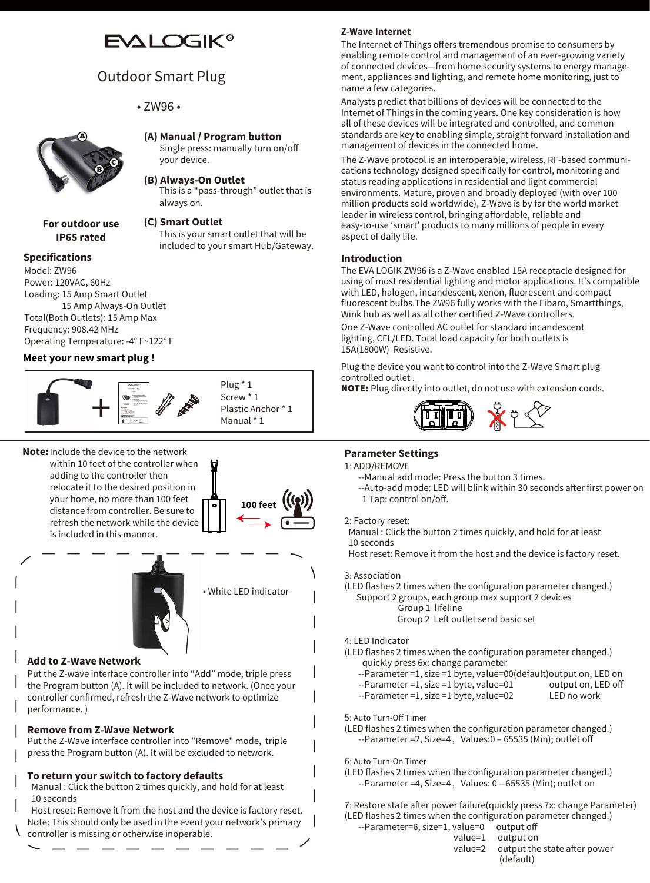# EVALOGIK®

## Outdoor Smart Plug

• ZW96 •

**(A) Manual / Program button**
Single press: manually turn on/off your device.

**(B) Always-On Outlet**
This is a "pass-through" outlet that is always on.

**(C) Smart Outlet**
This is your smart outlet that will be included to your smart Hub/Gateway.

**For outdoor use**
**IP65 rated**

### Specifications

Model: ZW96
Power: 120VAC, 60Hz
Loading: 15 Amp Smart Outlet
15 Amp Always-On Outlet
Total(Both Outlets): 15 Amp Max
Frequency: 908.42 MHz
Operating Temperature: -4° F~122° F

### Meet your new smart plug !

Plug * 1
Screw * 1
Plastic Anchor * 1
Manual * 1

### Z-Wave Internet

The Internet of Things offers tremendous promise to consumers by enabling remote control and management of an ever-growing variety of connected devices—from home security systems to energy management, appliances and lighting, and remote home monitoring, just to name a few categories.

Analysts predict that billions of devices will be connected to the Internet of Things in the coming years. One key consideration is how all of these devices will be integrated and controlled, and common standards are key to enabling simple, straight forward installation and management of devices in the connected home.

The Z-Wave protocol is an interoperable, wireless, RF-based communications technology designed specifically for control, monitoring and status reading applications in residential and light commercial environments. Mature, proven and broadly deployed (with over 100 million products sold worldwide), Z-Wave is by far the world market leader in wireless control, bringing affordable, reliable and easy-to-use 'smart' products to many millions of people in every aspect of daily life.

### Introduction

The EVA LOGIK ZW96 is a Z-Wave enabled 15A receptacle designed for using of most residential lighting and motor applications. It's compatible with LED, halogen, incandescent, xenon, fluorescent and compact fluorescent bulbs.The ZW96 fully works with the Fibaro, Smartthings, Wink hub as well as all other certified Z-Wave controllers.

One Z-Wave controlled AC outlet for standard incandescent lighting, CFL/LED. Total load capacity for both outlets is 15A(1800W) Resistive.

Plug the device you want to control into the Z-Wave Smart plug controlled outlet .
**NOTE:** Plug directly into outlet, do not use with extension cords.

**Note:** Include the device to the network within 10 feet of the controller when adding to the controller then relocate it to the desired position in your home, no more than 100 feet distance from controller. Be sure to refresh the network while the device is included in this manner.

100 feet

• White LED indicator

### Add to Z-Wave Network

Put the Z-wave interface controller into "Add" mode, triple press the Program button (A). It will be included to network. (Once your controller confirmed, refresh the Z-Wave network to optimize performance. )

### Remove from Z-Wave Network

Put the Z-Wave interface controller into "Remove" mode, triple press the Program button (A). It will be excluded to network.

### To return your switch to factory defaults

Manual : Click the button 2 times quickly, and hold for at least 10 seconds
Host reset: Remove it from the host and the device is factory reset.
Note: This should only be used in the event your network's primary controller is missing or otherwise inoperable.

### Parameter Settings

1: ADD/REMOVE
--Manual add mode: Press the button 3 times.
--Auto-add mode: LED will blink within 30 seconds after first power on
1 Tap: control on/off.

2: Factory reset:
Manual : Click the button 2 times quickly, and hold for at least 10 seconds
Host reset: Remove it from the host and the device is factory reset.

3: Association
(LED flashes 2 times when the configuration parameter changed.)
Support 2 groups, each group max support 2 devices
Group 1 lifeline
Group 2 Left outlet send basic set

4: LED Indicator
(LED flashes 2 times when the configuration parameter changed.)
quickly press 6x: change parameter
--Parameter =1, size =1 byte, value=00(default)output on, LED on
--Parameter =1, size =1 byte, value=01 output on, LED off
--Parameter =1, size =1 byte, value=02 LED no work

5: Auto Turn-Off Timer
(LED flashes 2 times when the configuration parameter changed.)
--Parameter =2, Size=4，Values:0 – 65535 (Min); outlet off

6: Auto Turn-On Timer
(LED flashes 2 times when the configuration parameter changed.)
--Parameter =4, Size=4，Values: 0 – 65535 (Min); outlet on

7: Restore state after power failure(quickly press 7x: change Parameter)
(LED flashes 2 times when the configuration parameter changed.)
--Parameter=6, size=1, value=0 output off
value=1 output on
value=2 output the state after power (default)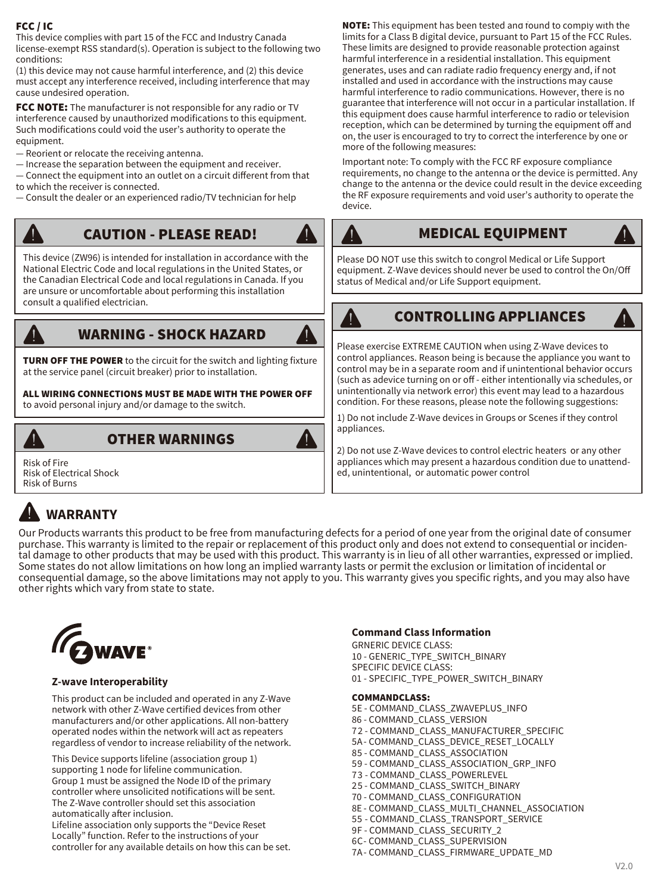## FCC / IC

This device complies with part 15 of the FCC and Industry Canada license-exempt RSS standard(s). Operation is subject to the following two conditions:

(1) this device may not cause harmful interference, and (2) this device must accept any interference received, including interference that may cause undesired operation.

**FCC NOTE:** The manufacturer is not responsible for any radio or TV interference caused by unauthorized modifications to this equipment. Such modifications could void the user's authority to operate the equipment.

— Reorient or relocate the receiving antenna.
— Increase the separation between the equipment and receiver.
— Connect the equipment into an outlet on a circuit different from that to which the receiver is connected.
— Consult the dealer or an experienced radio/TV technician for help

**NOTE:** This equipment has been tested and found to comply with the limits for a Class B digital device, pursuant to Part 15 of the FCC Rules. These limits are designed to provide reasonable protection against harmful interference in a residential installation. This equipment generates, uses and can radiate radio frequency energy and, if not installed and used in accordance with the instructions may cause harmful interference to radio communications. However, there is no guarantee that interference will not occur in a particular installation. If this equipment does cause harmful interference to radio or television reception, which can be determined by turning the equipment off and on, the user is encouraged to try to correct the interference by one or more of the following measures:

Important note: To comply with the FCC RF exposure compliance requirements, no change to the antenna or the device is permitted. Any change to the antenna or the device could result in the device exceeding the RF exposure requirements and void user's authority to operate the device.

## CAUTION - PLEASE READ!

This device (ZW96) is intended for installation in accordance with the National Electric Code and local regulations in the United States, or the Canadian Electrical Code and local regulations in Canada. If you are unsure or uncomfortable about performing this installation consult a qualified electrician.

## WARNING - SHOCK HAZARD

**TURN OFF THE POWER** to the circuit for the switch and lighting fixture at the service panel (circuit breaker) prior to installation.

**ALL WIRING CONNECTIONS MUST BE MADE WITH THE POWER OFF** to avoid personal injury and/or damage to the switch.

## OTHER WARNINGS

Risk of Fire
Risk of Electrical Shock
Risk of Burns

## MEDICAL EQUIPMENT

Please DO NOT use this switch to congrol Medical or Life Support equipment. Z-Wave devices should never be used to control the On/Off status of Medical and/or Life Support equipment.

## CONTROLLING APPLIANCES

Please exercise EXTREME CAUTION when using Z-Wave devices to control appliances. Reason being is because the appliance you want to control may be in a separate room and if unintentional behavior occurs (such as adevice turning on or off - either intentionally via schedules, or unintentionally via network error) this event may lead to a hazardous condition. For these reasons, please note the following suggestions:

1) Do not include Z-Wave devices in Groups or Scenes if they control appliances.

2) Do not use Z-Wave devices to control electric heaters or any other appliances which may present a hazardous condition due to unattended, unintentional, or automatic power control

## WARRANTY

Our Products warrants this product to be free from manufacturing defects for a period of one year from the original date of consumer purchase. This warranty is limited to the repair or replacement of this product only and does not extend to consequential or incidental damage to other products that may be used with this product. This warranty is in lieu of all other warranties, expressed or implied. Some states do not allow limitations on how long an implied warranty lasts or permit the exclusion or limitation of incidental or consequential damage, so the above limitations may not apply to you. This warranty gives you specific rights, and you may also have other rights which vary from state to state.

Z-WAVE®

### Z-wave Interoperability

This product can be included and operated in any Z-Wave network with other Z-Wave certified devices from other manufacturers and/or other applications. All non-battery operated nodes within the network will act as repeaters regardless of vendor to increase reliability of the network.

This Device supports lifeline (association group 1) supporting 1 node for lifeline communication.
Group 1 must be assigned the Node ID of the primary controller where unsolicited notifications will be sent. The Z-Wave controller should set this association automatically after inclusion.
Lifeline association only supports the "Device Reset Locally" function. Refer to the instructions of your controller for any available details on how this can be set.

### Command Class Information

GRNERIC DEVICE CLASS:
10 - GENERIC_TYPE_SWITCH_BINARY
SPECIFIC DEVICE CLASS:
01 - SPECIFIC_TYPE_POWER_SWITCH_BINARY

**COMMANDCLASS:**

5E - COMMAND_CLASS_ZWAVEPLUS_INFO
86 - COMMAND_CLASS_VERSION
72 - COMMAND_CLASS_MANUFACTURER_SPECIFIC
5A - COMMAND_CLASS_DEVICE_RESET_LOCALLY
85 - COMMAND_CLASS_ASSOCIATION
59 - COMMAND_CLASS_ASSOCIATION_GRP_INFO
73 - COMMAND_CLASS_POWERLEVEL
25 - COMMAND_CLASS_SWITCH_BINARY
70 - COMMAND_CLASS_CONFIGURATION
8E - COMMAND_CLASS_MULTI_CHANNEL_ASSOCIATION
55 - COMMAND_CLASS_TRANSPORT_SERVICE
9F - COMMAND_CLASS_SECURITY_2
6C - COMMAND_CLASS_SUPERVISION
7A - COMMAND_CLASS_FIRMWARE_UPDATE_MD

V2.0